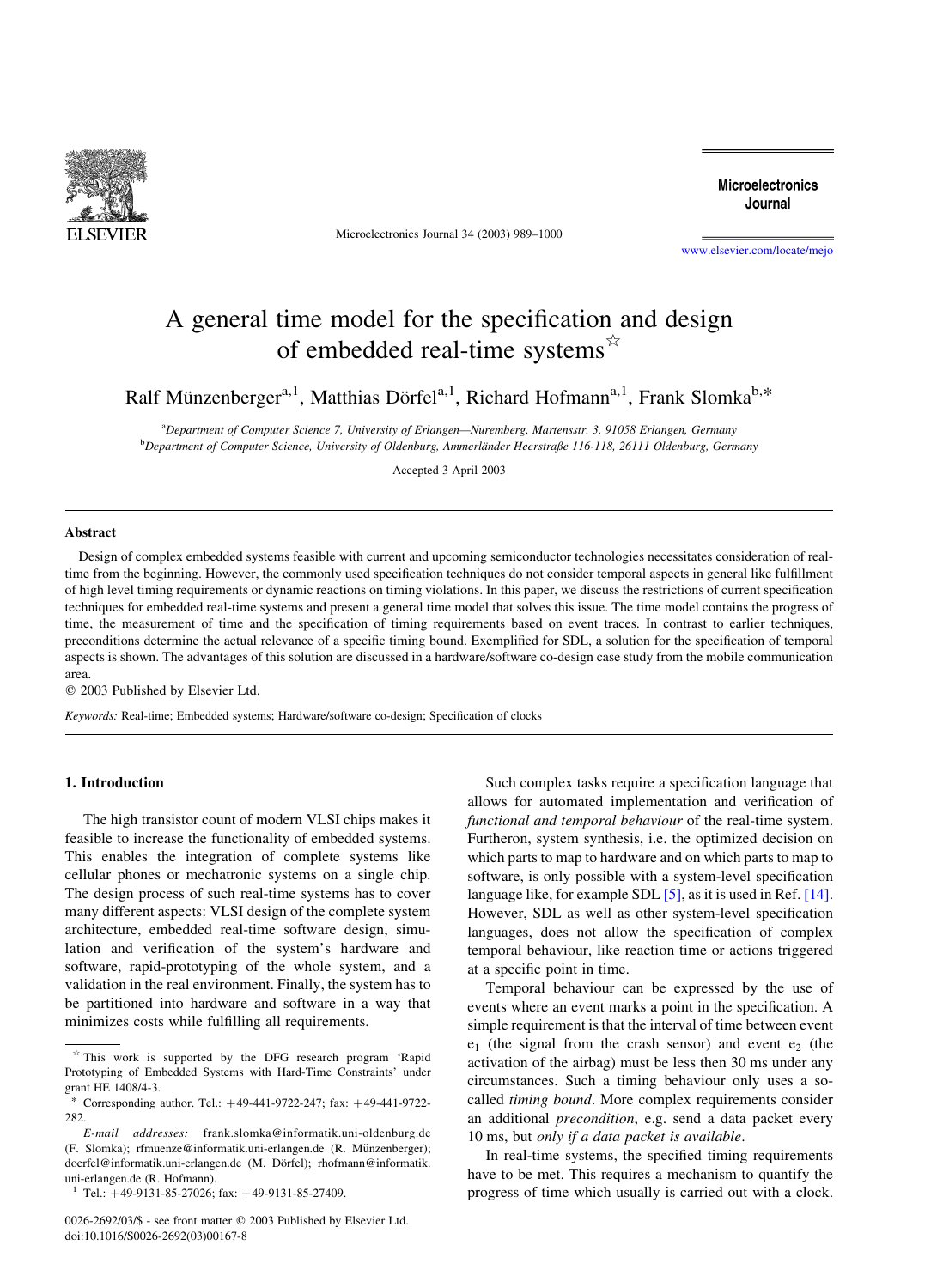# A general time model for the specification and design of embedded real-time systems☆

Ralf Münzenberger[a,1], Matthias Dörfel[a,1], Richard Hofmann[a,1], Frank Slomka[b,*]

[a]Department of Computer Science 7, University of Erlangen—Nuremberg, Martensstr. 3, 91058 Erlangen, Germany

[b]Department of Computer Science, University of Oldenburg, Ammerländer Heerstraße 116-118, 26111 Oldenburg, Germany

Accepted 3 April 2003

## Abstract

Design of complex embedded systems feasible with current and upcoming semiconductor technologies necessitates consideration of real-time from the beginning. However, the commonly used specification techniques do not consider temporal aspects in general like fulfillment of high level timing requirements or dynamic reactions on timing violations. In this paper, we discuss the restrictions of current specification techniques for embedded real-time systems and present a general time model that solves this issue. The time model contains the progress of time, the measurement of time and the specification of timing requirements based on event traces. In contrast to earlier techniques, preconditions determine the actual relevance of a specific timing bound. Exemplified for SDL, a solution for the specification of temporal aspects is shown. The advantages of this solution are discussed in a hardware/software co-design case study from the mobile communication area.

© 2003 Published by Elsevier Ltd.

*Keywords:* Real-time; Embedded systems; Hardware/software co-design; Specification of clocks

## 1. Introduction

The high transistor count of modern VLSI chips makes it feasible to increase the functionality of embedded systems. This enables the integration of complete systems like cellular phones or mechatronic systems on a single chip. The design process of such real-time systems has to cover many different aspects: VLSI design of the complete system architecture, embedded real-time software design, simulation and verification of the system's hardware and software, rapid-prototyping of the whole system, and a validation in the real environment. Finally, the system has to be partitioned into hardware and software in a way that minimizes costs while fulfilling all requirements.

Such complex tasks require a specification language that allows for automated implementation and verification of *functional and temporal behaviour* of the real-time system. Furtheron, system synthesis, i.e. the optimized decision on which parts to map to hardware and on which parts to map to software, is only possible with a system-level specification language like, for example SDL [5], as it is used in Ref. [14]. However, SDL as well as other system-level specification languages, does not allow the specification of complex temporal behaviour, like reaction time or actions triggered at a specific point in time.

Temporal behaviour can be expressed by the use of events where an event marks a point in the specification. A simple requirement is that the interval of time between event $e_1$ (the signal from the crash sensor) and event $e_2$ (the activation of the airbag) must be less then 30 ms under any circumstances. Such a timing behaviour only uses a so-called *timing bound*. More complex requirements consider an additional *precondition*, e.g. send a data packet every 10 ms, but *only if a data packet is available*.

In real-time systems, the specified timing requirements have to be met. This requires a mechanism to quantify the progress of time which usually is carried out with a clock.

---

☆ This work is supported by the DFG research program 'Rapid Prototyping of Embedded Systems with Hard-Time Constraints' under grant HE 1408/4-3.

\* Corresponding author. Tel.: +49-441-9722-247; fax: +49-441-9722-282.

*E-mail addresses:* frank.slomka@informatik.uni-oldenburg.de (F. Slomka); rfmuenze@informatik.uni-erlangen.de (R. Münzenberger); doerfel@informatik.uni-erlangen.de (M. Dörfel); rhofmann@informatik.uni-erlangen.de (R. Hofmann).

[1] Tel.: +49-9131-85-27026; fax: +49-9131-85-27409.

0026-2692/03/$ - see front matter © 2003 Published by Elsevier Ltd.
doi:10.1016/S0026-2692(03)00167-8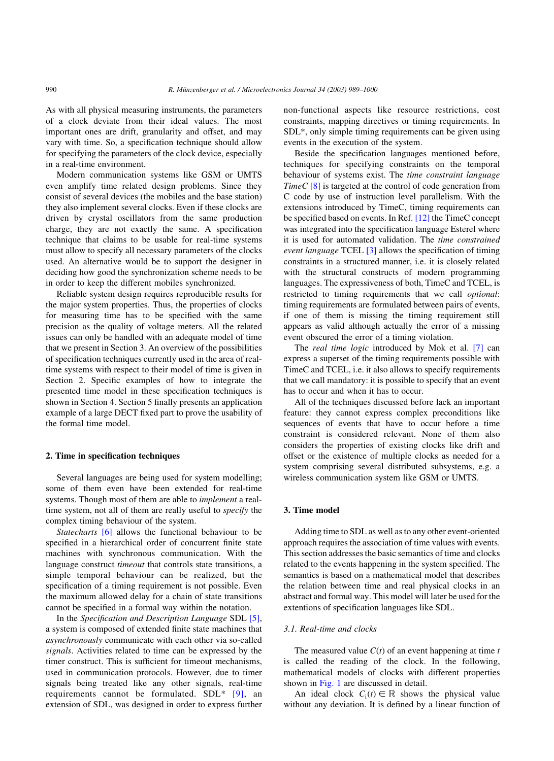As with all physical measuring instruments, the parameters of a clock deviate from their ideal values. The most important ones are drift, granularity and offset, and may vary with time. So, a specification technique should allow for specifying the parameters of the clock device, especially in a real-time environment.

Modern communication systems like GSM or UMTS even amplify time related design problems. Since they consist of several devices (the mobiles and the base station) they also implement several clocks. Even if these clocks are driven by crystal oscillators from the same production charge, they are not exactly the same. A specification technique that claims to be usable for real-time systems must allow to specify all necessary parameters of the clocks used. An alternative would be to support the designer in deciding how good the synchronization scheme needs to be in order to keep the different mobiles synchronized.

Reliable system design requires reproducible results for the major system properties. Thus, the properties of clocks for measuring time has to be specified with the same precision as the quality of voltage meters. All the related issues can only be handled with an adequate model of time that we present in Section 3. An overview of the possibilities of specification techniques currently used in the area of real-time systems with respect to their model of time is given in Section 2. Specific examples of how to integrate the presented time model in these specification techniques is shown in Section 4. Section 5 finally presents an application example of a large DECT fixed part to prove the usability of the formal time model.

## 2. Time in specification techniques

Several languages are being used for system modelling; some of them even have been extended for real-time systems. Though most of them are able to *implement* a real-time system, not all of them are really useful to *specify* the complex timing behaviour of the system.

*Statecharts* [6] allows the functional behaviour to be specified in a hierarchical order of concurrent finite state machines with synchronous communication. With the language construct *timeout* that controls state transitions, a simple temporal behaviour can be realized, but the specification of a timing requirement is not possible. Even the maximum allowed delay for a chain of state transitions cannot be specified in a formal way within the notation.

In the *Specification and Description Language* SDL [5], a system is composed of extended finite state machines that *asynchronously* communicate with each other via so-called *signals*. Activities related to time can be expressed by the timer construct. This is sufficient for timeout mechanisms, used in communication protocols. However, due to timer signals being treated like any other signals, real-time requirements cannot be formulated. SDL* [9], an extension of SDL, was designed in order to express further non-functional aspects like resource restrictions, cost constraints, mapping directives or timing requirements. In SDL*, only simple timing requirements can be given using events in the execution of the system.

Beside the specification languages mentioned before, techniques for specifying constraints on the temporal behaviour of systems exist. The *time constraint language TimeC* [8] is targeted at the control of code generation from C code by use of instruction level parallelism. With the extensions introduced by TimeC, timing requirements can be specified based on events. In Ref. [12] the TimeC concept was integrated into the specification language Esterel where it is used for automated validation. The *time constrained event language* TCEL [3] allows the specification of timing constraints in a structured manner, i.e. it is closely related with the structural constructs of modern programming languages. The expressiveness of both, TimeC and TCEL, is restricted to timing requirements that we call *optional*: timing requirements are formulated between pairs of events, if one of them is missing the timing requirement still appears as valid although actually the error of a missing event obscured the error of a timing violation.

The *real time logic* introduced by Mok et al. [7] can express a superset of the timing requirements possible with TimeC and TCEL, i.e. it also allows to specify requirements that we call mandatory: it is possible to specify that an event has to occur and when it has to occur.

All of the techniques discussed before lack an important feature: they cannot express complex preconditions like sequences of events that have to occur before a time constraint is considered relevant. None of them also considers the properties of existing clocks like drift and offset or the existence of multiple clocks as needed for a system comprising several distributed subsystems, e.g. a wireless communication system like GSM or UMTS.

## 3. Time model

Adding time to SDL as well as to any other event-oriented approach requires the association of time values with events. This section addresses the basic semantics of time and clocks related to the events happening in the system specified. The semantics is based on a mathematical model that describes the relation between time and real physical clocks in an abstract and formal way. This model will later be used for the extentions of specification languages like SDL.

### 3.1. Real-time and clocks

The measured value $C(t)$ of an event happening at time $t$ is called the reading of the clock. In the following, mathematical models of clocks with different properties shown in Fig. 1 are discussed in detail.

An ideal clock $C_i(t) \in \mathbb{R}$ shows the physical value without any deviation. It is defined by a linear function of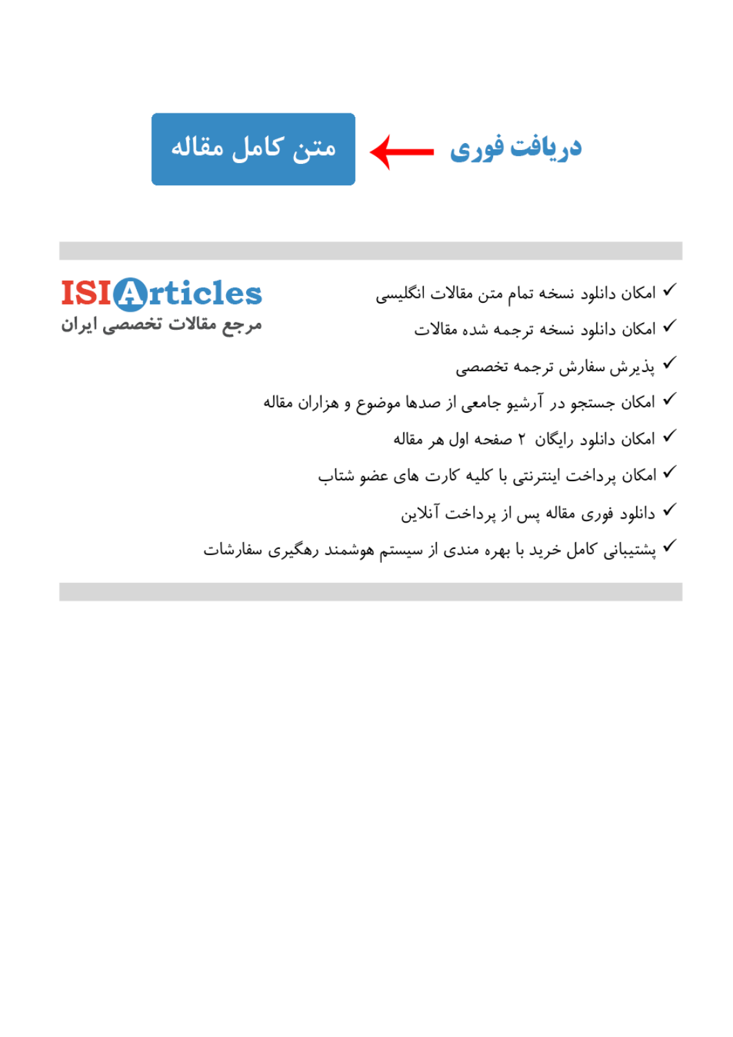دریافت فوری ← متن کامل مقاله

**ISIArticles**
مرجع مقالات تخصصی ایران

- ✓ امکان دانلود نسخه تمام متن مقالات انگلیسی
- ✓ امکان دانلود نسخه ترجمه شده مقالات
- ✓ پذیرش سفارش ترجمه تخصصی
- ✓ امکان جستجو در آرشیو جامعی از صدها موضوع و هزاران مقاله
- ✓ امکان دانلود رایگان ۲ صفحه اول هر مقاله
- ✓ امکان پرداخت اینترنتی با کلیه کارت های عضو شتاب
- ✓ دانلود فوری مقاله پس از پرداخت آنلاین
- ✓ پشتیبانی کامل خرید با بهره مندی از سیستم هوشمند رهگیری سفارشات